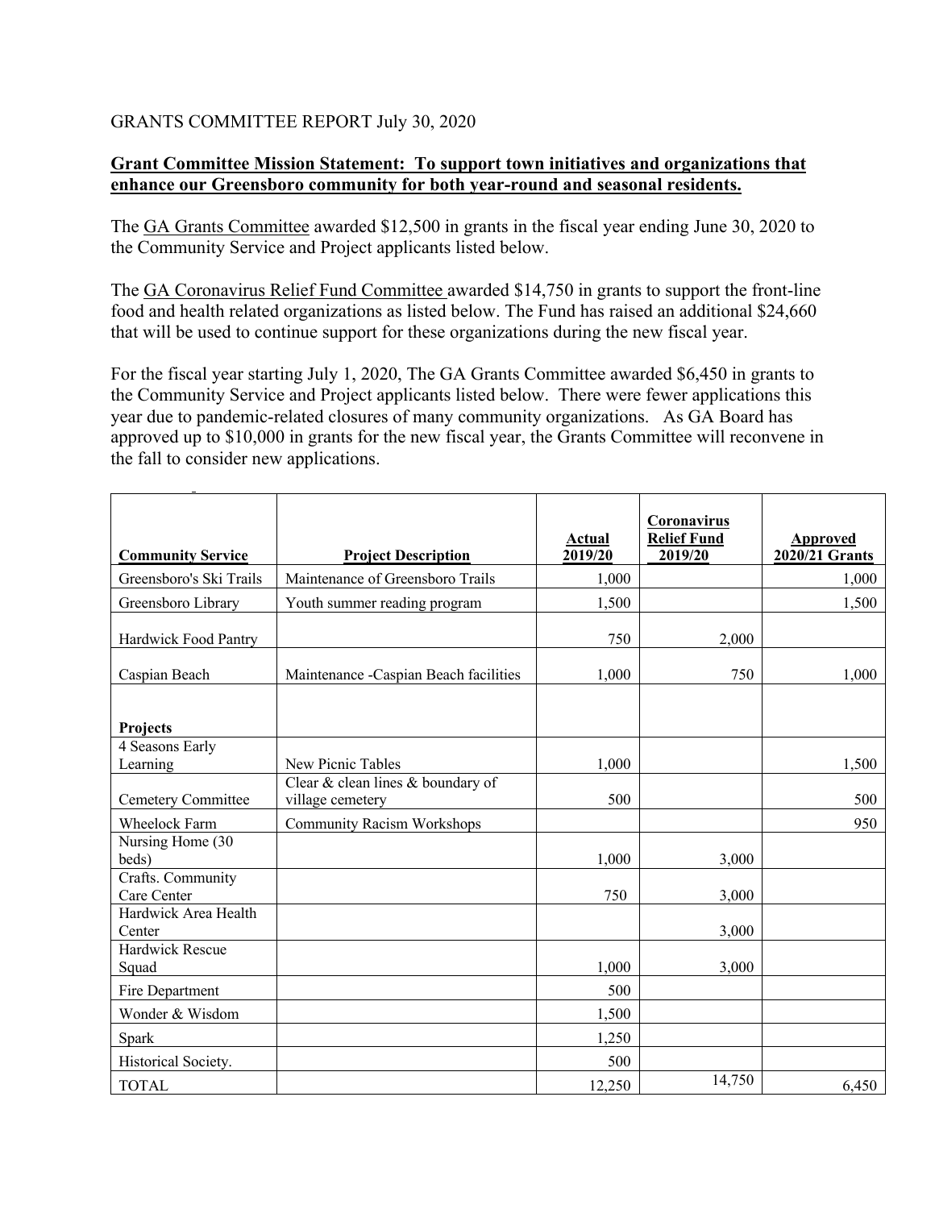GRANTS COMMITTEE REPORT July 30, 2020

**Grant Committee Mission Statement: To support town initiatives and organizations that enhance our Greensboro community for both year-round and seasonal residents.**

The GA Grants Committee awarded $12,500 in grants in the fiscal year ending June 30, 2020 to the Community Service and Project applicants listed below.

The GA Coronavirus Relief Fund Committee awarded $14,750 in grants to support the front-line food and health related organizations as listed below. The Fund has raised an additional $24,660 that will be used to continue support for these organizations during the new fiscal year.

For the fiscal year starting July 1, 2020, The GA Grants Committee awarded $6,450 in grants to the Community Service and Project applicants listed below. There were fewer applications this year due to pandemic-related closures of many community organizations. As GA Board has approved up to $10,000 in grants for the new fiscal year, the Grants Committee will reconvene in the fall to consider new applications.

| Community Service | Project Description | Actual 2019/20 | Coronavirus Relief Fund 2019/20 | Approved 2020/21 Grants |
|---|---|---|---|---|
| Greensboro's Ski Trails | Maintenance of Greensboro Trails | 1,000 | | 1,000 |
| Greensboro Library | Youth summer reading program | 1,500 | | 1,500 |
| Hardwick Food Pantry | | 750 | 2,000 | |
| Caspian Beach | Maintenance -Caspian Beach facilities | 1,000 | 750 | 1,000 |
| **Projects** | | | | |
| 4 Seasons Early Learning | New Picnic Tables | 1,000 | | 1,500 |
| Cemetery Committee | Clear & clean lines & boundary of village cemetery | 500 | | 500 |
| Wheelock Farm | Community Racism Workshops | | | 950 |
| Nursing Home (30 beds) | | 1,000 | 3,000 | |
| Crafts. Community Care Center | | 750 | 3,000 | |
| Hardwick Area Health Center | | | 3,000 | |
| Hardwick Rescue Squad | | 1,000 | 3,000 | |
| Fire Department | | 500 | | |
| Wonder & Wisdom | | 1,500 | | |
| Spark | | 1,250 | | |
| Historical Society. | | 500 | | |
| TOTAL | | 12,250 | 14,750 | 6,450 |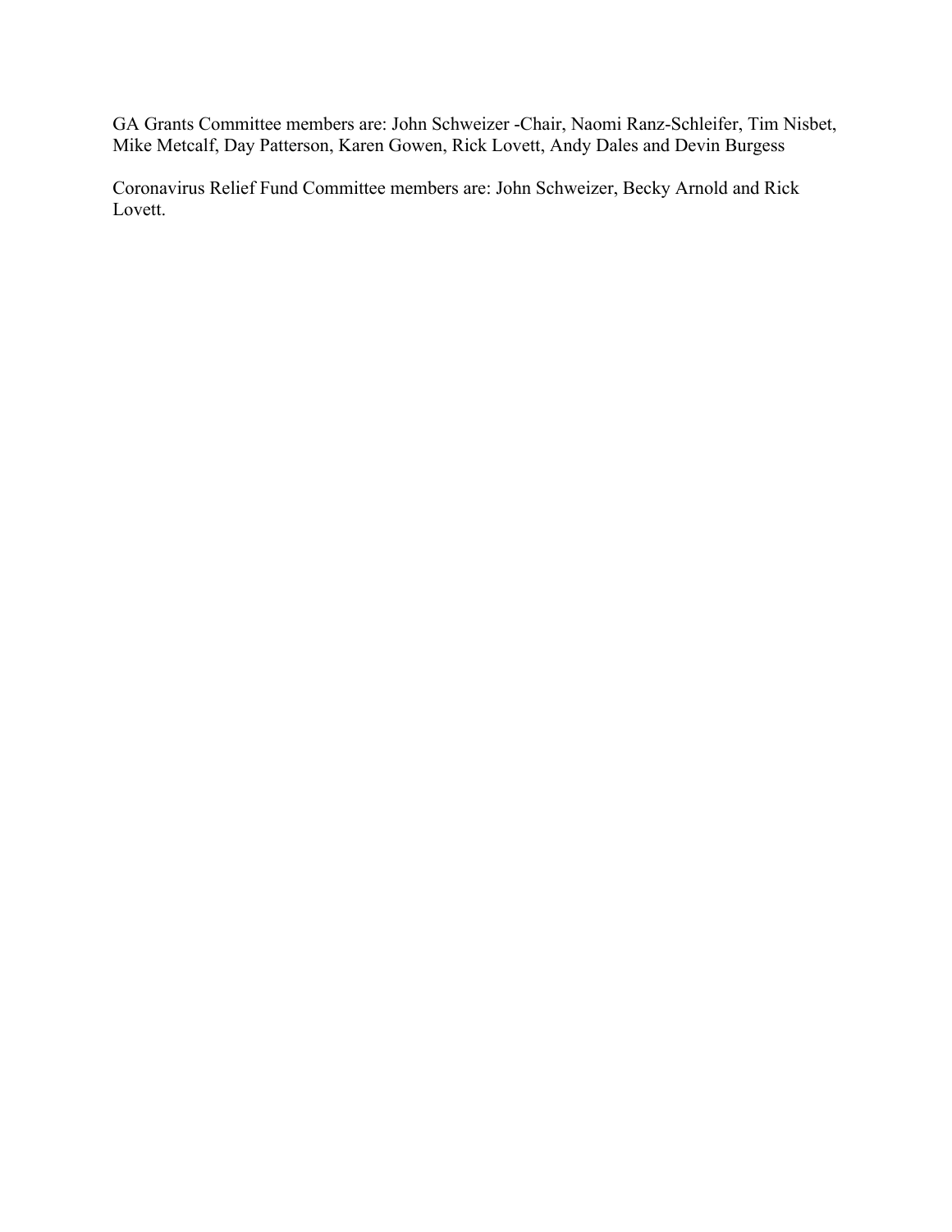GA Grants Committee members are: John Schweizer -Chair, Naomi Ranz-Schleifer, Tim Nisbet, Mike Metcalf, Day Patterson, Karen Gowen, Rick Lovett, Andy Dales and Devin Burgess

Coronavirus Relief Fund Committee members are: John Schweizer, Becky Arnold and Rick Lovett.